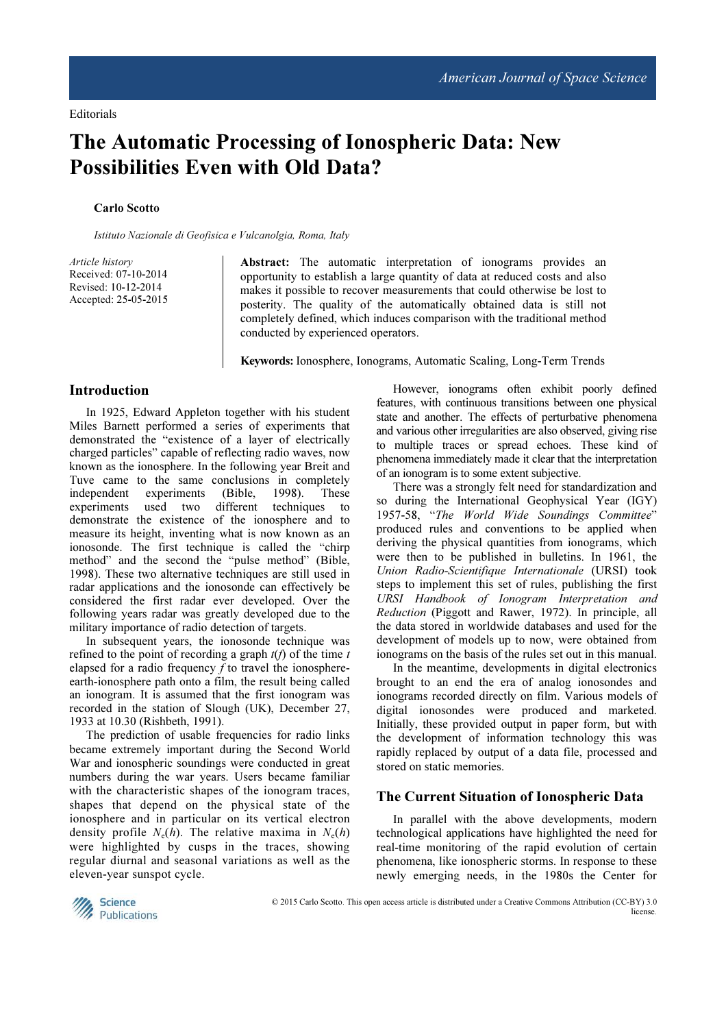Editorials

# The Automatic Processing of Ionospheric Data: New Possibilities Even with Old Data?

**Carlo Scotto**

*Istituto Nazionale de Geofisica e Vulcanolgia, Roma, Italy*

*Article history*
Received: 07-10-2014
Revised: 10-12-2014
Accepted: 25-05-2015

**Abstract:** The automatic interpretation of ionograms provides an opportunity to establish a large quantity of data at reduced costs and also makes it possible to recover measurements that could otherwise be lost to posterity. The quality of the automatically obtained data is still not completely defined, which induces comparison with the traditional method conducted by experienced operators.

**Keywords:** Ionosphere, Ionograms, Automatic Scaling, Long-Term Trends

## Introduction

In 1925, Edward Appleton together with his student Miles Barnett performed a series of experiments that demonstrated the "existence of a layer of electrically charged particles" capable of reflecting radio waves, now known as the ionosphere. In the following year Breit and Tuve came to the same conclusions in completely independent experiments (Bible, 1998). These experiments used two different techniques to demonstrate the existence of the ionosphere and to measure its height, inventing what is now known as an ionosonde. The first technique is called the "chirp method" and the second the "pulse method" (Bible, 1998). These two alternative techniques are still used in radar applications and the ionosonde can effectively be considered the first radar ever developed. Over the following years radar was greatly developed due to the military importance of radio detection of targets.

In subsequent years, the ionosonde technique was refined to the point of recording a graph $t(f)$ of the time $t$ elapsed for a radio frequency $f$ to travel the ionosphere-earth-ionosphere path onto a film, the result being called an ionogram. It is assumed that the first ionogram was recorded in the station of Slough (UK), December 27, 1933 at 10.30 (Rishbeth, 1991).

The prediction of usable frequencies for radio links became extremely important during the Second World War and ionospheric soundings were conducted in great numbers during the war years. Users became familiar with the characteristic shapes of the ionogram traces, shapes that depend on the physical state of the ionosphere and in particular on its vertical electron density profile $N_e(h)$. The relative maxima in $N_e(h)$ were highlighted by cusps in the traces, showing regular diurnal and seasonal variations as well as the eleven-year sunspot cycle.

However, ionograms often exhibit poorly defined features, with continuous transitions between one physical state and another. The effects of perturbative phenomena and various other irregularities are also observed, giving rise to multiple traces or spread echoes. These kind of phenomena immediately made it clear that the interpretation of an ionogram is to some extent subjective.

There was a strongly felt need for standardization and so during the International Geophysical Year (IGY) 1957-58, "*The World Wide Soundings Committee*" produced rules and conventions to be applied when deriving the physical quantities from ionograms, which were then to be published in bulletins. In 1961, the *Union Radio-Scientifique Internationale* (URSI) took steps to implement this set of rules, publishing the first *URSI Handbook of Ionogram Interpretation and Reduction* (Piggott and Rawer, 1972). In principle, all the data stored in worldwide databases and used for the development of models up to now, were obtained from ionograms on the basis of the rules set out in this manual.

In the meantime, developments in digital electronics brought to an end the era of analog ionosondes and ionograms recorded directly on film. Various models of digital ionosondes were produced and marketed. Initially, these provided output in paper form, but with the development of information technology this was rapidly replaced by output of a data file, processed and stored on static memories.

## The Current Situation of Ionospheric Data

In parallel with the above developments, modern technological applications have highlighted the need for real-time monitoring of the rapid evolution of certain phenomena, like ionospheric storms. In response to these newly emerging needs, in the 1980s the Center for

© 2015 Carlo Scotto. This open access article is distributed under a Creative Commons Attribution (CC-BY) 3.0 license.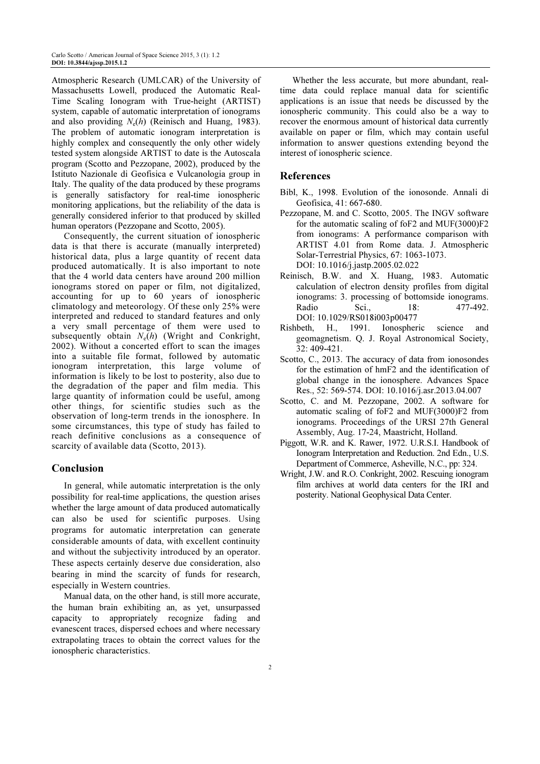Atmospheric Research (UMLCAR) of the University of Massachusetts Lowell, produced the Automatic Real-Time Scaling Ionogram with True-height (ARTIST) system, capable of automatic interpretation of ionograms and also providing $N_e(h)$ (Reinisch and Huang, 1983). The problem of automatic ionogram interpretation is highly complex and consequently the only other widely tested system alongside ARTIST to date is the Autoscala program (Scotto and Pezzopane, 2002), produced by the Istituto Nazionale di Geofisica e Vulcanologia group in Italy. The quality of the data produced by these programs is generally satisfactory for real-time ionospheric monitoring applications, but the reliability of the data is generally considered inferior to that produced by skilled human operators (Pezzopane and Scotto, 2005).

Consequently, the current situation of ionospheric data is that there is accurate (manually interpreted) historical data, plus a large quantity of recent data produced automatically. It is also important to note that the 4 world data centers have around 200 million ionograms stored on paper or film, not digitalized, accounting for up to 60 years of ionospheric climatology and meteorology. Of these only 25% were interpreted and reduced to standard features and only a very small percentage of them were used to subsequently obtain $N_e(h)$ (Wright and Conkright, 2002). Without a concerted effort to scan the images into a suitable file format, followed by automatic ionogram interpretation, this large volume of information is likely to be lost to posterity, also due to the degradation of the paper and film media. This large quantity of information could be useful, among other things, for scientific studies such as the observation of long-term trends in the ionosphere. In some circumstances, this type of study has failed to reach definitive conclusions as a consequence of scarcity of available data (Scotto, 2013).

## Conclusion

In general, while automatic interpretation is the only possibility for real-time applications, the question arises whether the large amount of data produced automatically can also be used for scientific purposes. Using programs for automatic interpretation can generate considerable amounts of data, with excellent continuity and without the subjectivity introduced by an operator. These aspects certainly deserve due consideration, also bearing in mind the scarcity of funds for research, especially in Western countries.

Manual data, on the other hand, is still more accurate, the human brain exhibiting an, as yet, unsurpassed capacity to appropriately recognize fading and evanescent traces, dispersed echoes and where necessary extrapolating traces to obtain the correct values for the ionospheric characteristics.

Whether the less accurate, but more abundant, real-time data could replace manual data for scientific applications is an issue that needs be discussed by the ionospheric community. This could also be a way to recover the enormous amount of historical data currently available on paper or film, which may contain useful information to answer questions extending beyond the interest of ionospheric science.

## References

Bibl, K., 1998. Evolution of the ionosonde. Annali di Geofisica, 41: 667-680.

Pezzopane, M. and C. Scotto, 2005. The INGV software for the automatic scaling of foF2 and MUF(3000)F2 from ionograms: A performance comparison with ARTIST 4.01 from Rome data. J. Atmospheric Solar-Terrestrial Physics, 67: 1063-1073. DOI: 10.1016/j.jastp.2005.02.022

Reinisch, B.W. and X. Huang, 1983. Automatic calculation of electron density profiles from digital ionograms: 3. processing of bottomside ionograms. Radio Sci., 18: 477-492. DOI: 10.1029/RS018i003p00477

Rishbeth, H., 1991. Ionospheric science and geomagnetism. Q. J. Royal Astronomical Society, 32: 409-421.

Scotto, C., 2013. The accuracy of data from ionosondes for the estimation of hmF2 and the identification of global change in the ionosphere. Advances Space Res., 52: 569-574. DOI: 10.1016/j.asr.2013.04.007

Scotto, C. and M. Pezzopane, 2002. A software for automatic scaling of foF2 and MUF(3000)F2 from ionograms. Proceedings of the URSI 27th General Assembly, Aug. 17-24, Maastricht, Holland.

Piggott, W.R. and K. Rawer, 1972. U.R.S.I. Handbook of Ionogram Interpretation and Reduction. 2nd Edn., U.S. Department of Commerce, Asheville, N.C., pp: 324.

Wright, J.W. and R.O. Conkright, 2002. Rescuing ionogram film archives at world data centers for the IRI and posterity. National Geophysical Data Center.